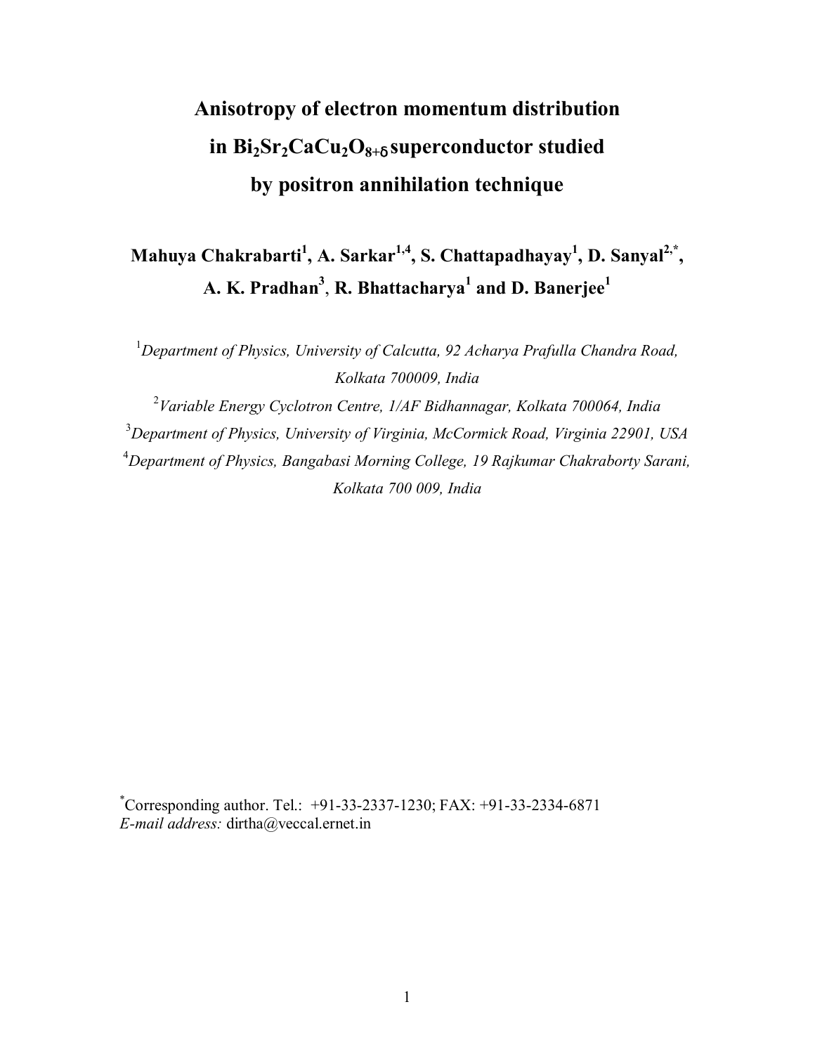# Anisotropy of electron momentum distribution in $Bi_2Sr_2CaCu_2O_{8+\delta}$ superconductor studied by positron annihilation technique

**Mahuya Chakrabarti[1], A. Sarkar[1,4], S. Chattapadhayay[1], D. Sanyal[2,*], A. K. Pradhan[3], R. Bhattacharya[1] and D. Banerjee[1]**

[1]*Department of Physics, University of Calcutta, 92 Acharya Prafulla Chandra Road, Kolkata 700009, India*

[2]*Variable Energy Cyclotron Centre, 1/AF Bidhannagar, Kolkata 700064, India*

[3]*Department of Physics, University of Virginia, McCormick Road, Virginia 22901, USA*

[4]*Department of Physics, Bangabasi Morning College, 19 Rajkumar Chakraborty Sarani, Kolkata 700 009, India*

[*]Corresponding author. Tel.: +91-33-2337-1230; FAX: +91-33-2334-6871
*E-mail address:* dirtha@veccal.ernet.in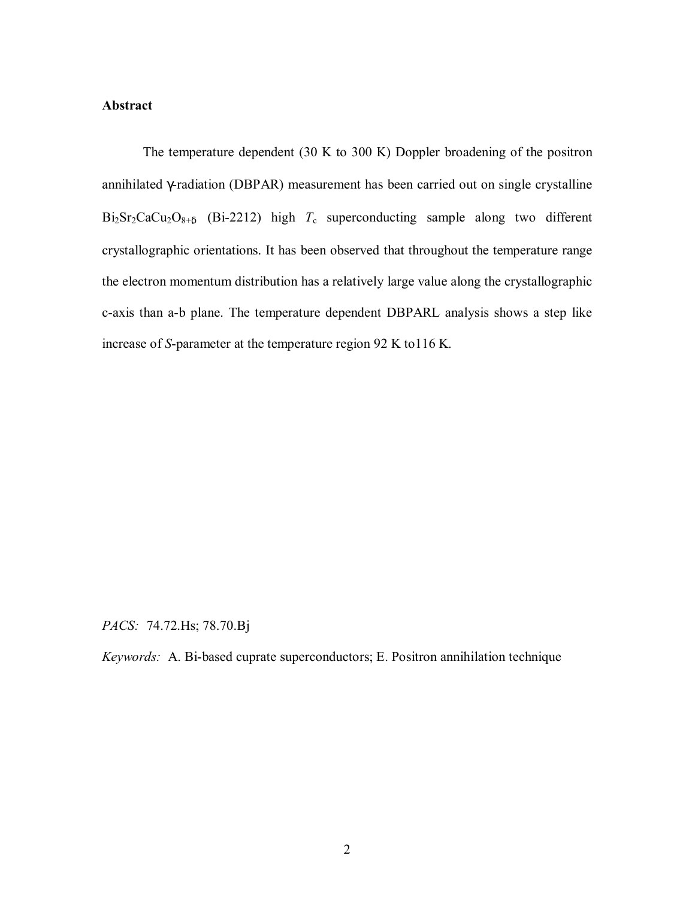**Abstract**

The temperature dependent (30 K to 300 K) Doppler broadening of the positron annihilated $\gamma$-radiation (DBPAR) measurement has been carried out on single crystalline $Bi_2Sr_2CaCu_2O_{8+\delta}$ (Bi-2212) high $T_c$ superconducting sample along two different crystallographic orientations. It has been observed that throughout the temperature range the electron momentum distribution has a relatively large value along the crystallographic c-axis than a-b plane. The temperature dependent DBPARL analysis shows a step like increase of $S$-parameter at the temperature region 92 K to116 K.

*PACS:* 74.72.Hs; 78.70.Bj

*Keywords:* A. Bi-based cuprate superconductors; E. Positron annihilation technique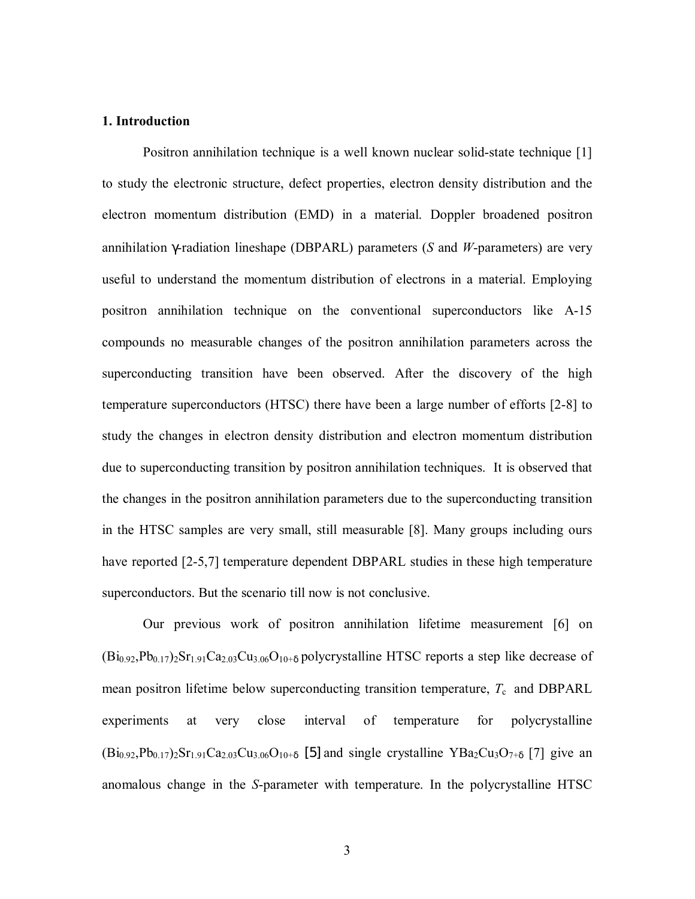### 1. Introduction

Positron annihilation technique is a well known nuclear solid-state technique [1] to study the electronic structure, defect properties, electron density distribution and the electron momentum distribution (EMD) in a material. Doppler broadened positron annihilation γ-radiation lineshape (DBPARL) parameters (*S* and *W*-parameters) are very useful to understand the momentum distribution of electrons in a material. Employing positron annihilation technique on the conventional superconductors like A-15 compounds no measurable changes of the positron annihilation parameters across the superconducting transition have been observed. After the discovery of the high temperature superconductors (HTSC) there have been a large number of efforts [2-8] to study the changes in electron density distribution and electron momentum distribution due to superconducting transition by positron annihilation techniques. It is observed that the changes in the positron annihilation parameters due to the superconducting transition in the HTSC samples are very small, still measurable [8]. Many groups including ours have reported [2-5,7] temperature dependent DBPARL studies in these high temperature superconductors. But the scenario till now is not conclusive.

Our previous work of positron annihilation lifetime measurement [6] on $(Bi_{0.92},Pb_{0.17})_2Sr_{1.91}Ca_{2.03}Cu_{3.06}O_{10+\delta}$ polycrystalline HTSC reports a step like decrease of mean positron lifetime below superconducting transition temperature, $T_c$ and DBPARL experiments at very close interval of temperature for polycrystalline $(Bi_{0.92},Pb_{0.17})_2Sr_{1.91}Ca_{2.03}Cu_{3.06}O_{10+\delta}$ [5] and single crystalline $YBa_2Cu_3O_{7+\delta}$ [7] give an anomalous change in the *S*-parameter with temperature. In the polycrystalline HTSC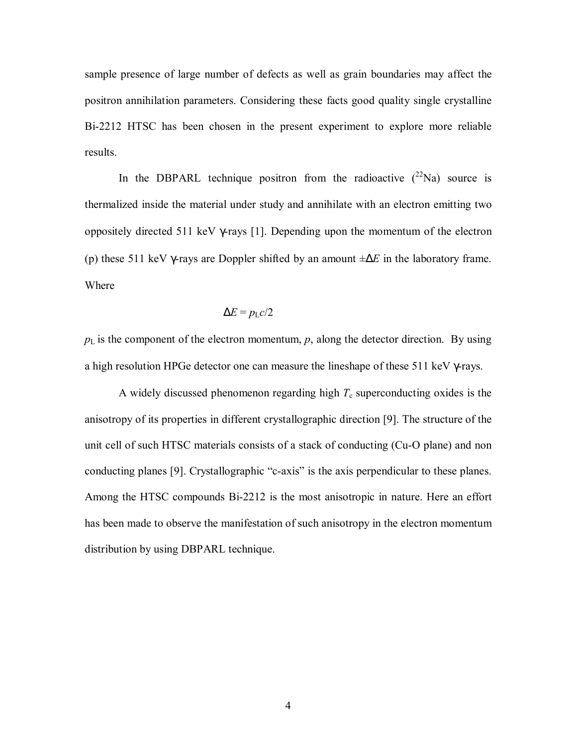sample presence of large number of defects as well as grain boundaries may affect the positron annihilation parameters. Considering these facts good quality single crystalline Bi-2212 HTSC has been chosen in the present experiment to explore more reliable results.

In the DBPARL technique positron from the radioactive ($^{22}$Na) source is thermalized inside the material under study and annihilate with an electron emitting two oppositely directed 511 keV γ-rays [1]. Depending upon the momentum of the electron (p) these 511 keV γ-rays are Doppler shifted by an amount $\pm\Delta E$ in the laboratory frame. Where

$$\Delta E = p_L c/2$$

$p_L$ is the component of the electron momentum, $p$, along the detector direction. By using a high resolution HPGe detector one can measure the lineshape of these 511 keV γ-rays.

A widely discussed phenomenon regarding high $T_c$ superconducting oxides is the anisotropy of its properties in different crystallographic direction [9]. The structure of the unit cell of such HTSC materials consists of a stack of conducting (Cu-O plane) and non conducting planes [9]. Crystallographic "c-axis" is the axis perpendicular to these planes. Among the HTSC compounds Bi-2212 is the most anisotropic in nature. Here an effort has been made to observe the manifestation of such anisotropy in the electron momentum distribution by using DBPARL technique.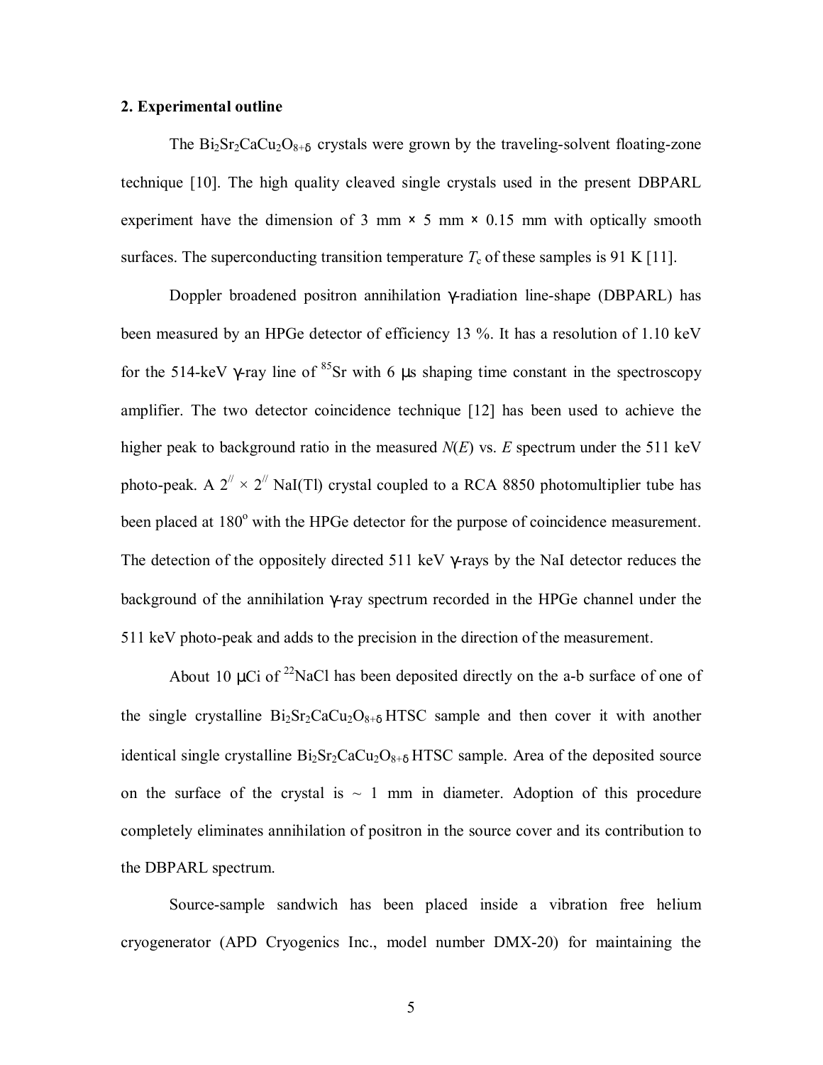## 2. Experimental outline

The $Bi_2Sr_2CaCu_2O_{8+\delta}$ crystals were grown by the traveling-solvent floating-zone technique [10]. The high quality cleaved single crystals used in the present DBPARL experiment have the dimension of 3 mm × 5 mm × 0.15 mm with optically smooth surfaces. The superconducting transition temperature $T_c$ of these samples is 91 K [11].

Doppler broadened positron annihilation γ-radiation line-shape (DBPARL) has been measured by an HPGe detector of efficiency 13 %. It has a resolution of 1.10 keV for the 514-keV γ-ray line of $^{85}Sr$ with 6 μs shaping time constant in the spectroscopy amplifier. The two detector coincidence technique [12] has been used to achieve the higher peak to background ratio in the measured $N(E)$ vs. $E$ spectrum under the 511 keV photo-peak. A $2'' \times 2''$ NaI(Tl) crystal coupled to a RCA 8850 photomultiplier tube has been placed at $180^o$ with the HPGe detector for the purpose of coincidence measurement. The detection of the oppositely directed 511 keV γ-rays by the NaI detector reduces the background of the annihilation γ-ray spectrum recorded in the HPGe channel under the 511 keV photo-peak and adds to the precision in the direction of the measurement.

About 10 μCi of $^{22}NaCl$ has been deposited directly on the a-b surface of one of the single crystalline $Bi_2Sr_2CaCu_2O_{8+\delta}$ HTSC sample and then cover it with another identical single crystalline $Bi_2Sr_2CaCu_2O_{8+\delta}$ HTSC sample. Area of the deposited source on the surface of the crystal is ~ 1 mm in diameter. Adoption of this procedure completely eliminates annihilation of positron in the source cover and its contribution to the DBPARL spectrum.

Source-sample sandwich has been placed inside a vibration free helium cryogenerator (APD Cryogenics Inc., model number DMX-20) for maintaining the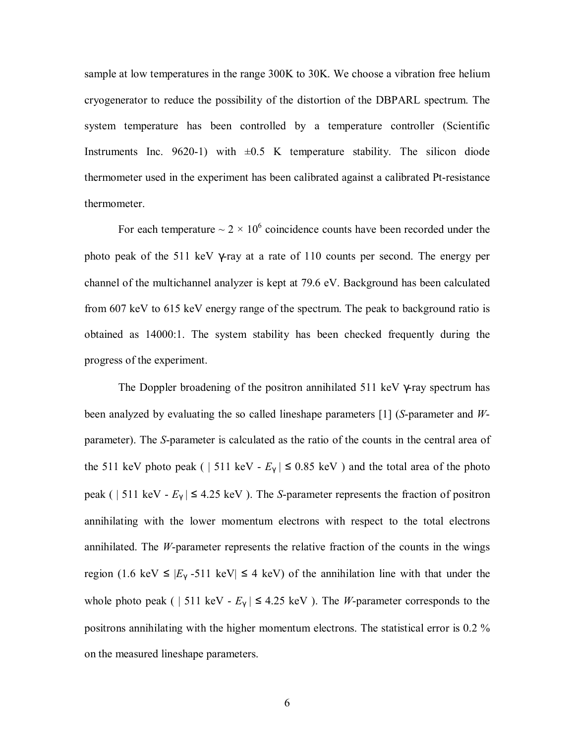sample at low temperatures in the range 300K to 30K. We choose a vibration free helium cryogenerator to reduce the possibility of the distortion of the DBPARL spectrum. The system temperature has been controlled by a temperature controller (Scientific Instruments Inc. 9620-1) with ±0.5 K temperature stability. The silicon diode thermometer used in the experiment has been calibrated against a calibrated Pt-resistance thermometer.

For each temperature $\sim 2 \times 10^6$ coincidence counts have been recorded under the photo peak of the 511 keV γ-ray at a rate of 110 counts per second. The energy per channel of the multichannel analyzer is kept at 79.6 eV. Background has been calculated from 607 keV to 615 keV energy range of the spectrum. The peak to background ratio is obtained as 14000:1. The system stability has been checked frequently during the progress of the experiment.

The Doppler broadening of the positron annihilated 511 keV γ-ray spectrum has been analyzed by evaluating the so called lineshape parameters [1] (*S*-parameter and *W*-parameter). The *S*-parameter is calculated as the ratio of the counts in the central area of the 511 keV photo peak ( $|511 \text{ keV} - E_\gamma| \leq 0.85$ keV ) and the total area of the photo peak ( $|511 \text{ keV} - E_\gamma| \leq 4.25$ keV ). The *S*-parameter represents the fraction of positron annihilating with the lower momentum electrons with respect to the total electrons annihilated. The *W*-parameter represents the relative fraction of the counts in the wings region ($1.6 \text{ keV} \leq |E_\gamma - 511 \text{ keV}| \leq 4$ keV) of the annihilation line with that under the whole photo peak ( $|511 \text{ keV} - E_\gamma| \leq 4.25$ keV ). The *W*-parameter corresponds to the positrons annihilating with the higher momentum electrons. The statistical error is 0.2 % on the measured lineshape parameters.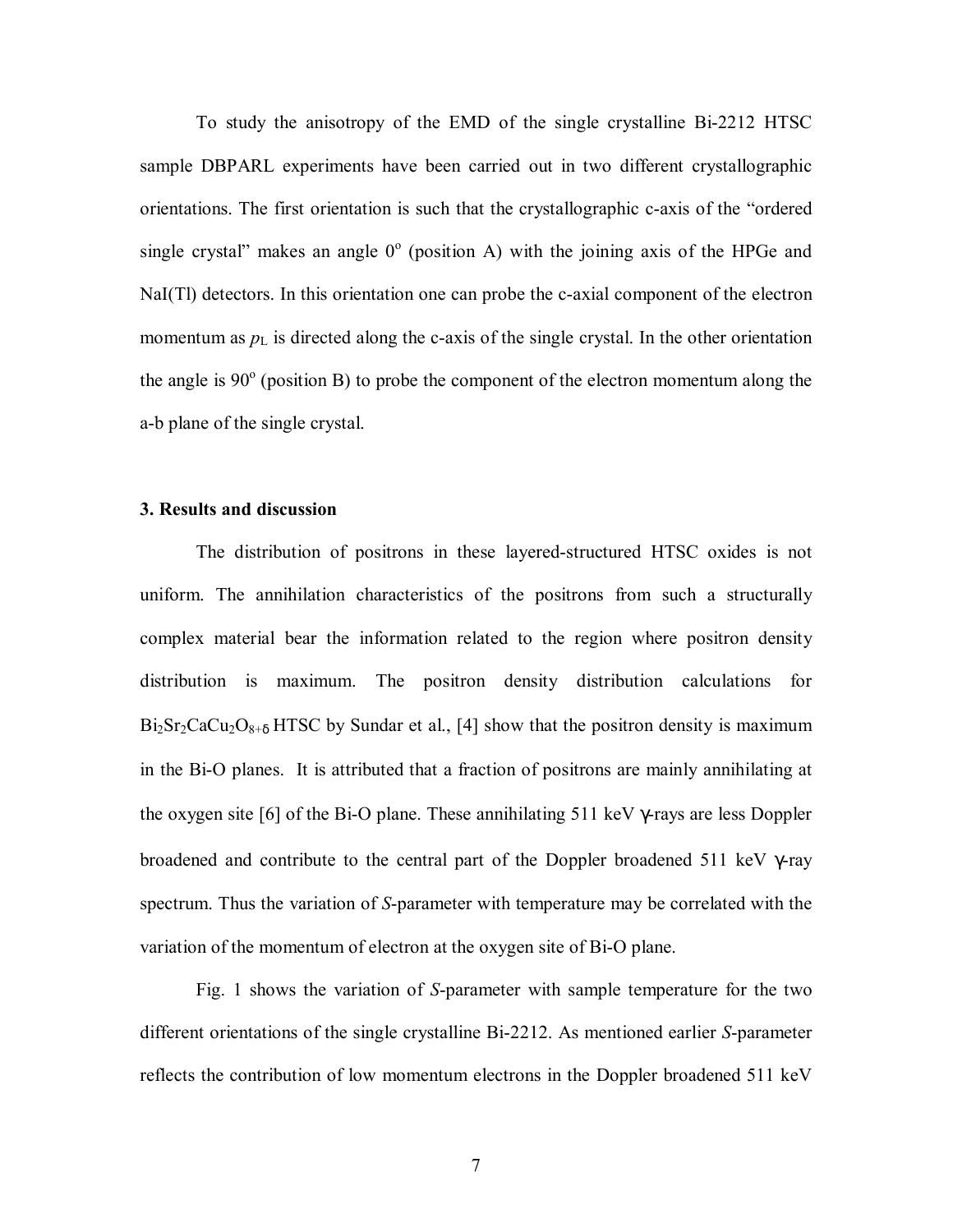To study the anisotropy of the EMD of the single crystalline Bi-2212 HTSC sample DBPARL experiments have been carried out in two different crystallographic orientations. The first orientation is such that the crystallographic c-axis of the "ordered single crystal" makes an angle $0^o$ (position A) with the joining axis of the HPGe and NaI(Tl) detectors. In this orientation one can probe the c-axial component of the electron momentum as $p_L$ is directed along the c-axis of the single crystal. In the other orientation the angle is $90^o$ (position B) to probe the component of the electron momentum along the a-b plane of the single crystal.

### 3. Results and discussion

The distribution of positrons in these layered-structured HTSC oxides is not uniform. The annihilation characteristics of the positrons from such a structurally complex material bear the information related to the region where positron density distribution is maximum. The positron density distribution calculations for $Bi_2Sr_2CaCu_2O_{8+\delta}$ HTSC by Sundar et al., [4] show that the positron density is maximum in the Bi-O planes. It is attributed that a fraction of positrons are mainly annihilating at the oxygen site [6] of the Bi-O plane. These annihilating 511 keV $\gamma$-rays are less Doppler broadened and contribute to the central part of the Doppler broadened 511 keV $\gamma$-ray spectrum. Thus the variation of *S*-parameter with temperature may be correlated with the variation of the momentum of electron at the oxygen site of Bi-O plane.

Fig. 1 shows the variation of *S*-parameter with sample temperature for the two different orientations of the single crystalline Bi-2212. As mentioned earlier *S*-parameter reflects the contribution of low momentum electrons in the Doppler broadened 511 keV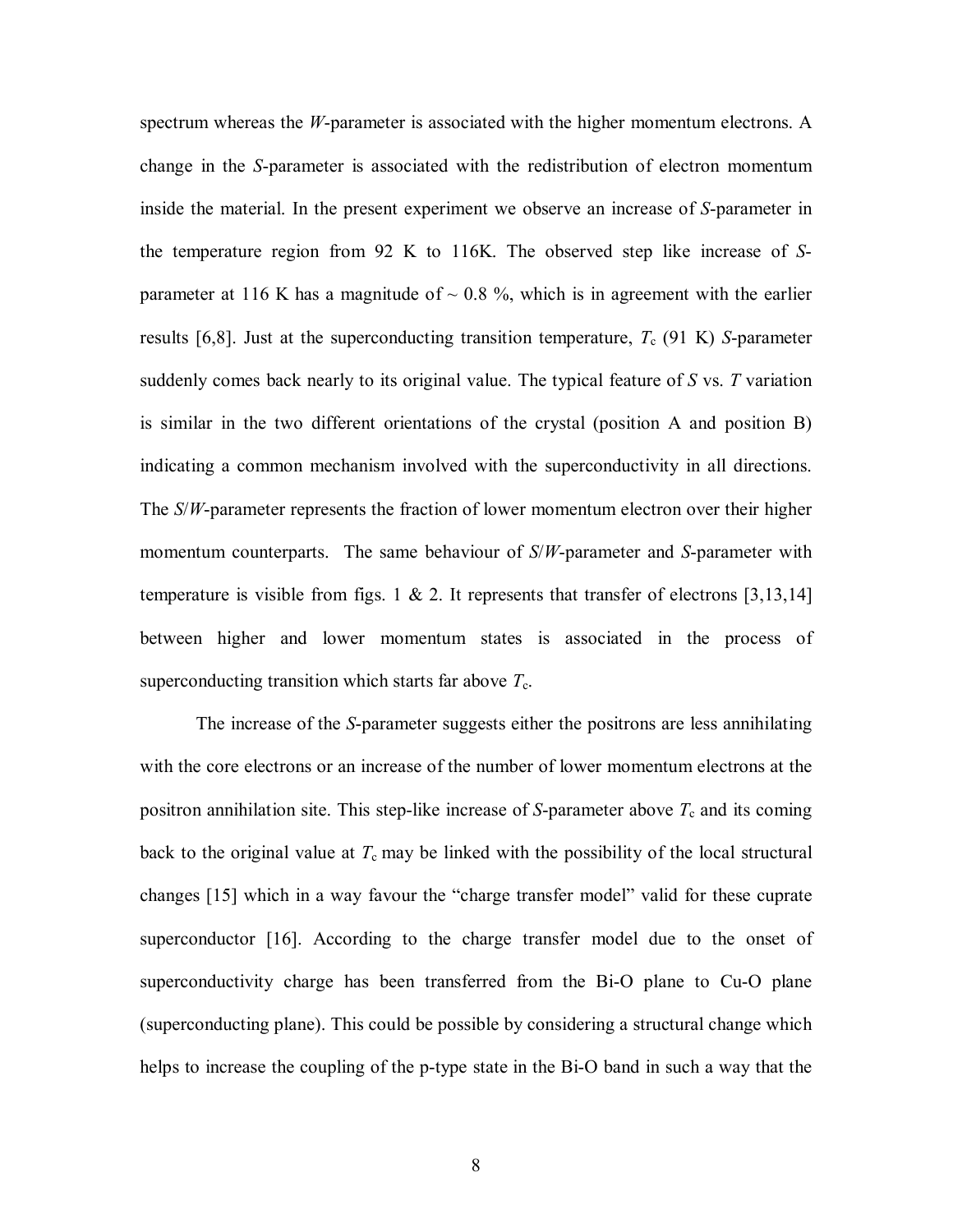spectrum whereas the *W*-parameter is associated with the higher momentum electrons. A change in the *S*-parameter is associated with the redistribution of electron momentum inside the material. In the present experiment we observe an increase of *S*-parameter in the temperature region from 92 K to 116K. The observed step like increase of *S*-parameter at 116 K has a magnitude of ~ 0.8 %, which is in agreement with the earlier results [6,8]. Just at the superconducting transition temperature, $T_c$ (91 K) *S*-parameter suddenly comes back nearly to its original value. The typical feature of *S* vs. *T* variation is similar in the two different orientations of the crystal (position A and position B) indicating a common mechanism involved with the superconductivity in all directions. The *S*/*W*-parameter represents the fraction of lower momentum electron over their higher momentum counterparts. The same behaviour of *S*/*W*-parameter and *S*-parameter with temperature is visible from figs. 1 & 2. It represents that transfer of electrons [3,13,14] between higher and lower momentum states is associated in the process of superconducting transition which starts far above $T_c$.

The increase of the *S*-parameter suggests either the positrons are less annihilating with the core electrons or an increase of the number of lower momentum electrons at the positron annihilation site. This step-like increase of *S*-parameter above $T_c$ and its coming back to the original value at $T_c$ may be linked with the possibility of the local structural changes [15] which in a way favour the "charge transfer model" valid for these cuprate superconductor [16]. According to the charge transfer model due to the onset of superconductivity charge has been transferred from the Bi-O plane to Cu-O plane (superconducting plane). This could be possible by considering a structural change which helps to increase the coupling of the p-type state in the Bi-O band in such a way that the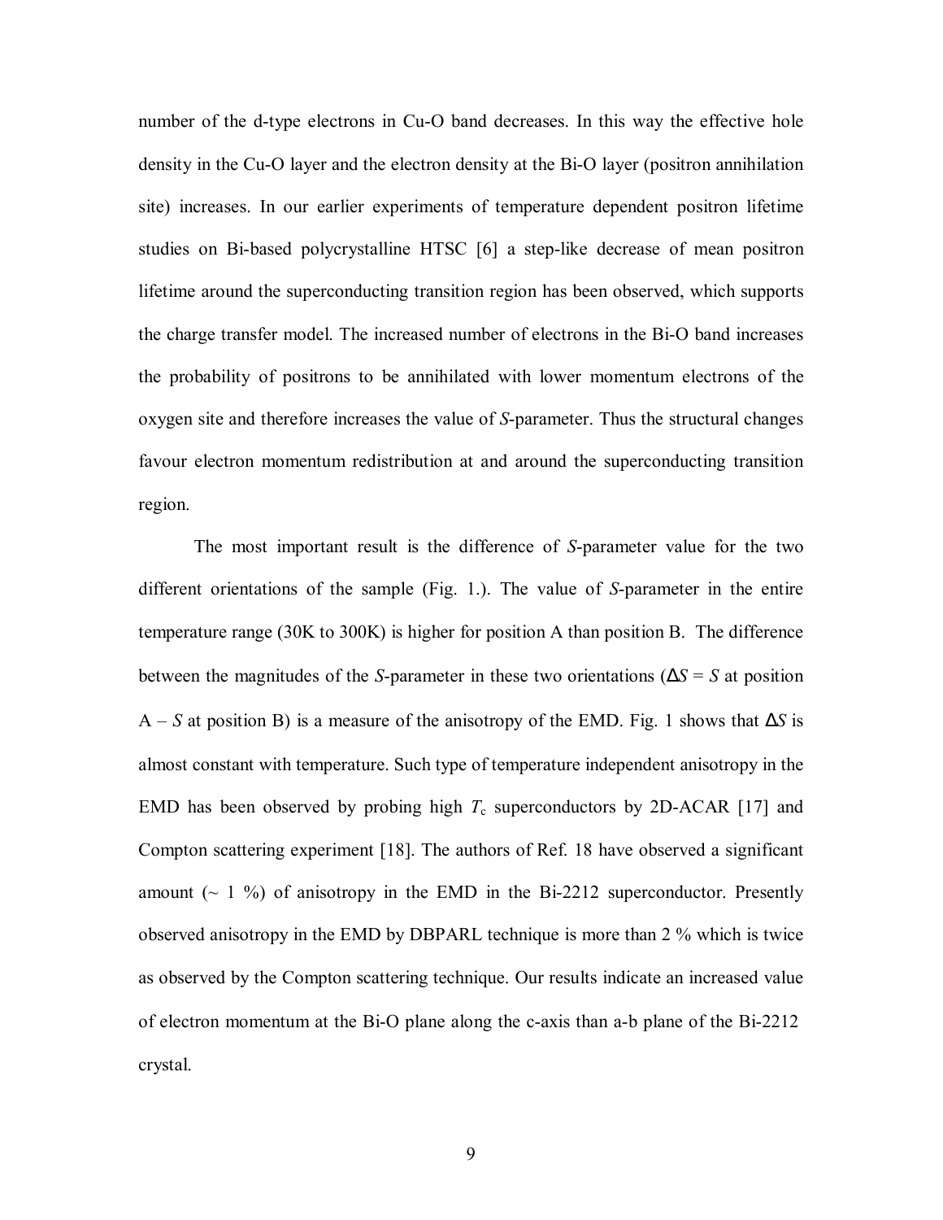number of the d-type electrons in Cu-O band decreases. In this way the effective hole density in the Cu-O layer and the electron density at the Bi-O layer (positron annihilation site) increases. In our earlier experiments of temperature dependent positron lifetime studies on Bi-based polycrystalline HTSC [6] a step-like decrease of mean positron lifetime around the superconducting transition region has been observed, which supports the charge transfer model. The increased number of electrons in the Bi-O band increases the probability of positrons to be annihilated with lower momentum electrons of the oxygen site and therefore increases the value of *S*-parameter. Thus the structural changes favour electron momentum redistribution at and around the superconducting transition region.

The most important result is the difference of *S*-parameter value for the two different orientations of the sample (Fig. 1.). The value of *S*-parameter in the entire temperature range (30K to 300K) is higher for position A than position B. The difference between the magnitudes of the *S*-parameter in these two orientations ($\Delta S = S$ at position A – $S$ at position B) is a measure of the anisotropy of the EMD. Fig. 1 shows that $\Delta S$ is almost constant with temperature. Such type of temperature independent anisotropy in the EMD has been observed by probing high $T_c$ superconductors by 2D-ACAR [17] and Compton scattering experiment [18]. The authors of Ref. 18 have observed a significant amount (~ 1 %) of anisotropy in the EMD in the Bi-2212 superconductor. Presently observed anisotropy in the EMD by DBPARL technique is more than 2 % which is twice as observed by the Compton scattering technique. Our results indicate an increased value of electron momentum at the Bi-O plane along the c-axis than a-b plane of the Bi-2212 crystal.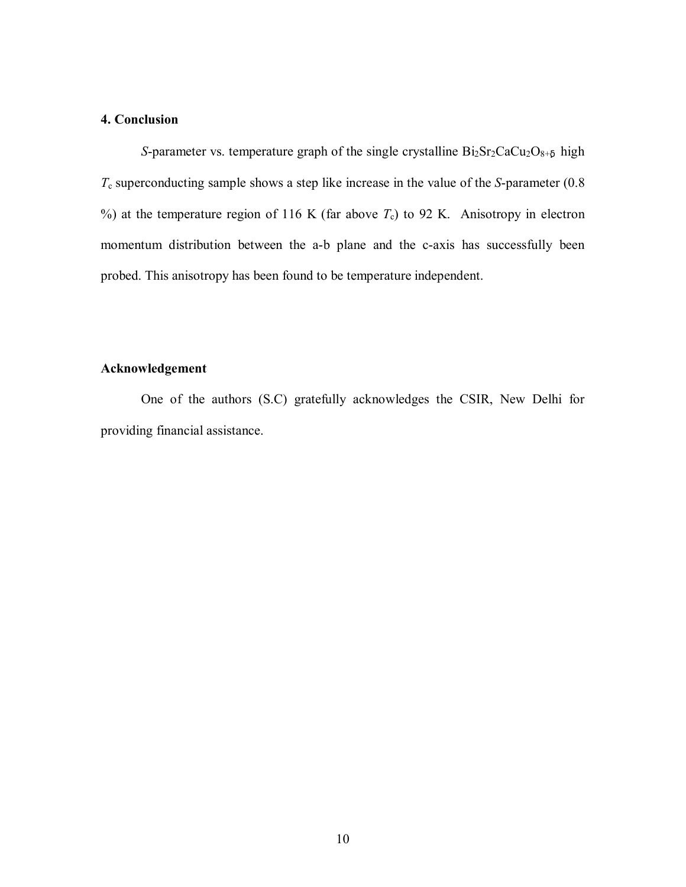## 4. Conclusion

*S*-parameter vs. temperature graph of the single crystalline $Bi_2Sr_2CaCu_2O_{8+\delta}$ high $T_c$ superconducting sample shows a step like increase in the value of the *S*-parameter (0.8 %) at the temperature region of 116 K (far above $T_c$) to 92 K. Anisotropy in electron momentum distribution between the a-b plane and the c-axis has successfully been probed. This anisotropy has been found to be temperature independent.

## Acknowledgement

One of the authors (S.C) gratefully acknowledges the CSIR, New Delhi for providing financial assistance.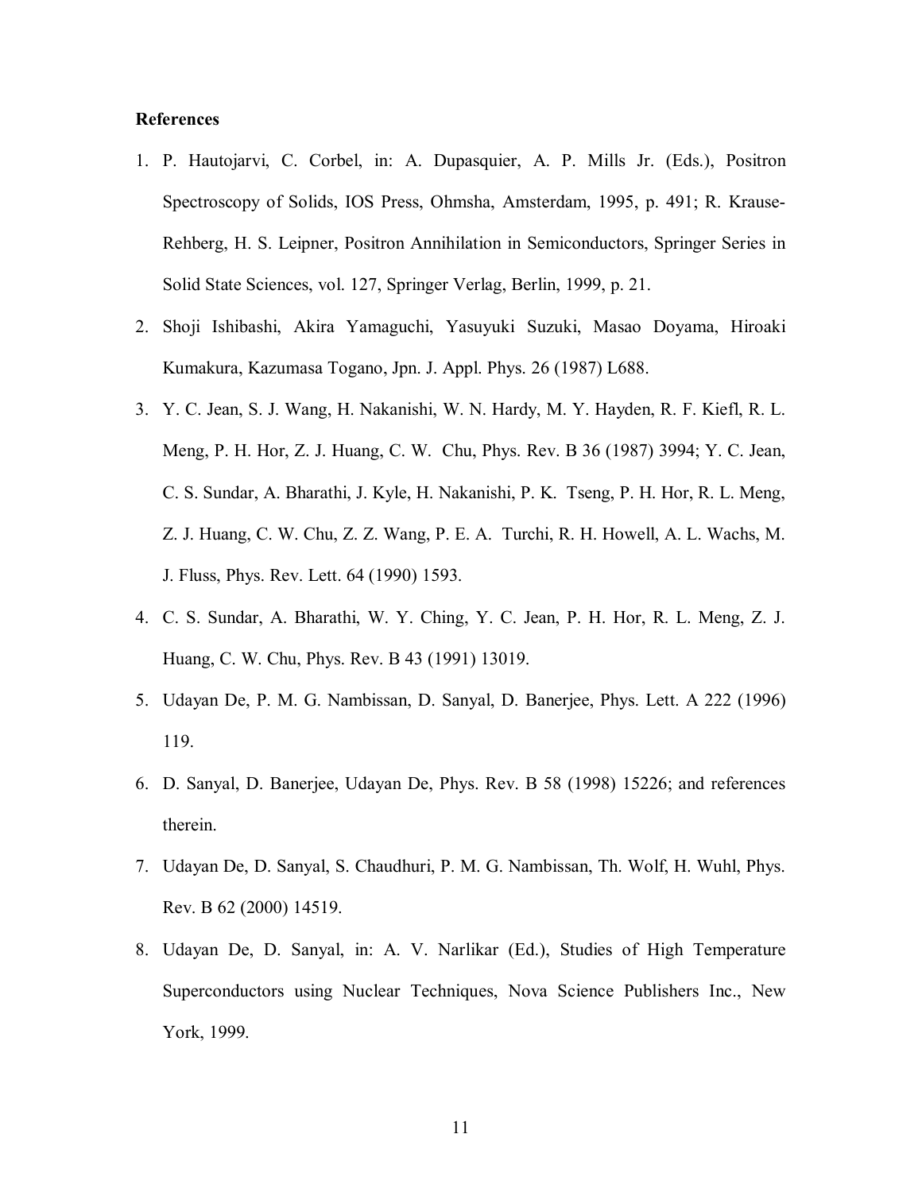**References**

1. P. Hautojarvi, C. Corbel, in: A. Dupasquier, A. P. Mills Jr. (Eds.), Positron Spectroscopy of Solids, IOS Press, Ohmsha, Amsterdam, 1995, p. 491; R. Krause-Rehberg, H. S. Leipner, Positron Annihilation in Semiconductors, Springer Series in Solid State Sciences, vol. 127, Springer Verlag, Berlin, 1999, p. 21.

2. Shoji Ishibashi, Akira Yamaguchi, Yasuyuki Suzuki, Masao Doyama, Hiroaki Kumakura, Kazumasa Togano, Jpn. J. Appl. Phys. 26 (1987) L688.

3. Y. C. Jean, S. J. Wang, H. Nakanishi, W. N. Hardy, M. Y. Hayden, R. F. Kiefl, R. L. Meng, P. H. Hor, Z. J. Huang, C. W. Chu, Phys. Rev. B 36 (1987) 3994; Y. C. Jean, C. S. Sundar, A. Bharathi, J. Kyle, H. Nakanishi, P. K. Tseng, P. H. Hor, R. L. Meng, Z. J. Huang, C. W. Chu, Z. Z. Wang, P. E. A. Turchi, R. H. Howell, A. L. Wachs, M. J. Fluss, Phys. Rev. Lett. 64 (1990) 1593.

4. C. S. Sundar, A. Bharathi, W. Y. Ching, Y. C. Jean, P. H. Hor, R. L. Meng, Z. J. Huang, C. W. Chu, Phys. Rev. B 43 (1991) 13019.

5. Udayan De, P. M. G. Nambissan, D. Sanyal, D. Banerjee, Phys. Lett. A 222 (1996) 119.

6. D. Sanyal, D. Banerjee, Udayan De, Phys. Rev. B 58 (1998) 15226; and references therein.

7. Udayan De, D. Sanyal, S. Chaudhuri, P. M. G. Nambissan, Th. Wolf, H. Wuhl, Phys. Rev. B 62 (2000) 14519.

8. Udayan De, D. Sanyal, in: A. V. Narlikar (Ed.), Studies of High Temperature Superconductors using Nuclear Techniques, Nova Science Publishers Inc., New York, 1999.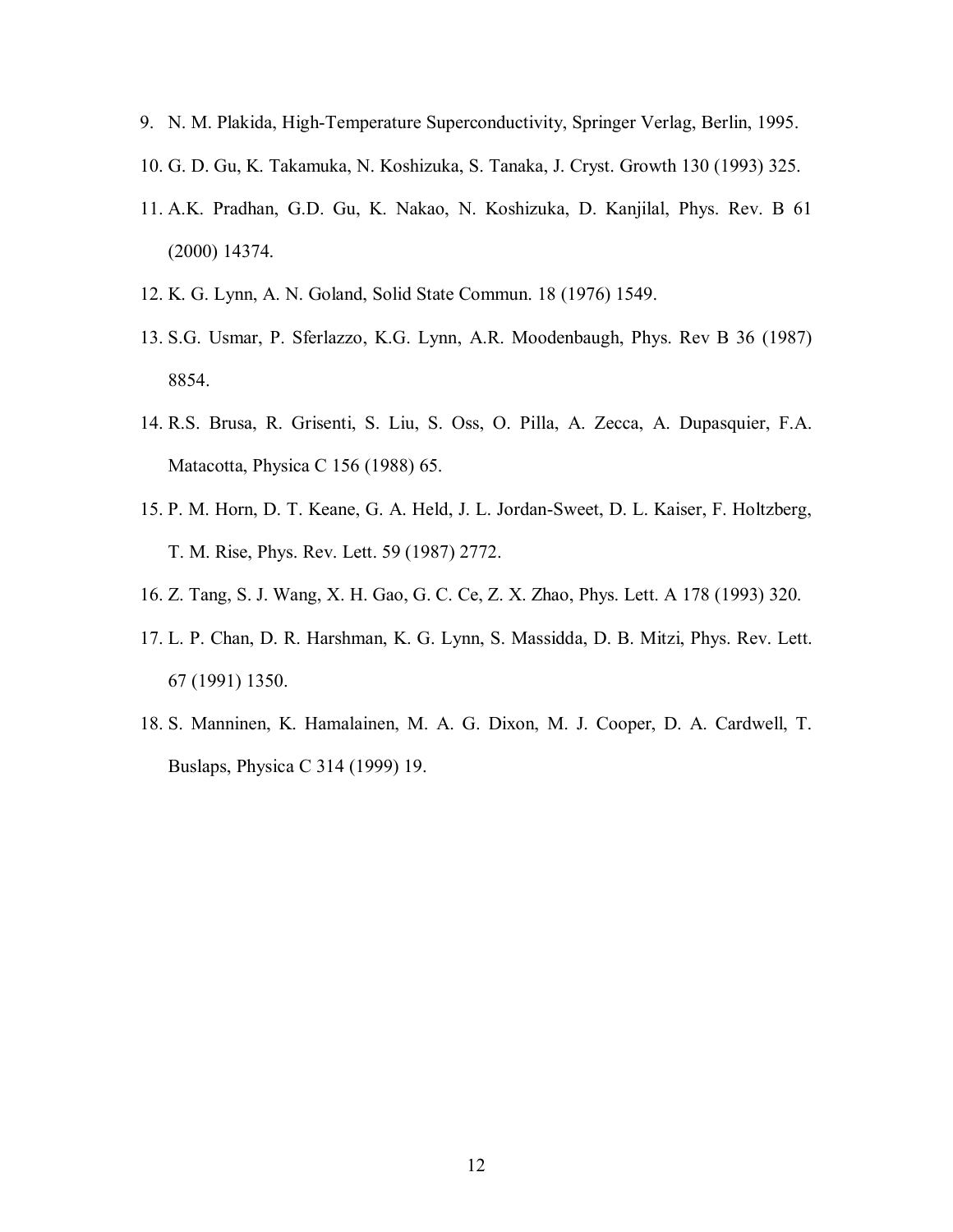9. N. M. Plakida, High-Temperature Superconductivity, Springer Verlag, Berlin, 1995.
10. G. D. Gu, K. Takamuka, N. Koshizuka, S. Tanaka, J. Cryst. Growth 130 (1993) 325.
11. A.K. Pradhan, G.D. Gu, K. Nakao, N. Koshizuka, D. Kanjilal, Phys. Rev. B 61 (2000) 14374.
12. K. G. Lynn, A. N. Goland, Solid State Commun. 18 (1976) 1549.
13. S.G. Usmar, P. Sferlazzo, K.G. Lynn, A.R. Moodenbaugh, Phys. Rev B 36 (1987) 8854.
14. R.S. Brusa, R. Grisenti, S. Liu, S. Oss, O. Pilla, A. Zecca, A. Dupasquier, F.A. Matacotta, Physica C 156 (1988) 65.
15. P. M. Horn, D. T. Keane, G. A. Held, J. L. Jordan-Sweet, D. L. Kaiser, F. Holtzberg, T. M. Rise, Phys. Rev. Lett. 59 (1987) 2772.
16. Z. Tang, S. J. Wang, X. H. Gao, G. C. Ce, Z. X. Zhao, Phys. Lett. A 178 (1993) 320.
17. L. P. Chan, D. R. Harshman, K. G. Lynn, S. Massidda, D. B. Mitzi, Phys. Rev. Lett. 67 (1991) 1350.
18. S. Manninen, K. Hamalainen, M. A. G. Dixon, M. J. Cooper, D. A. Cardwell, T. Buslaps, Physica C 314 (1999) 19.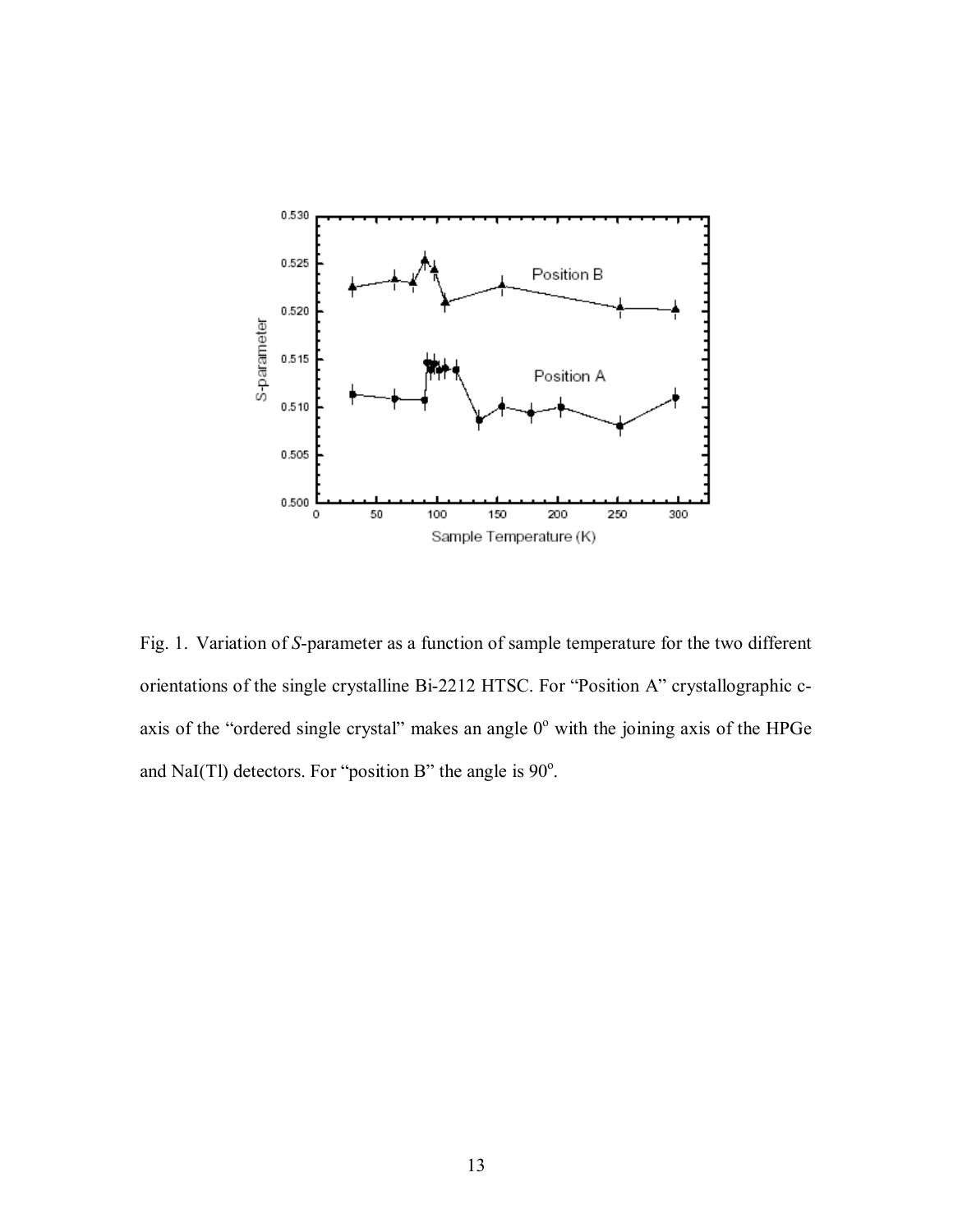Fig. 1. Variation of *S*-parameter as a function of sample temperature for the two different orientations of the single crystalline Bi-2212 HTSC. For "Position A" crystallographic c-axis of the "ordered single crystal" makes an angle $0^o$ with the joining axis of the HPGe and NaI(Tl) detectors. For "position B" the angle is $90^o$.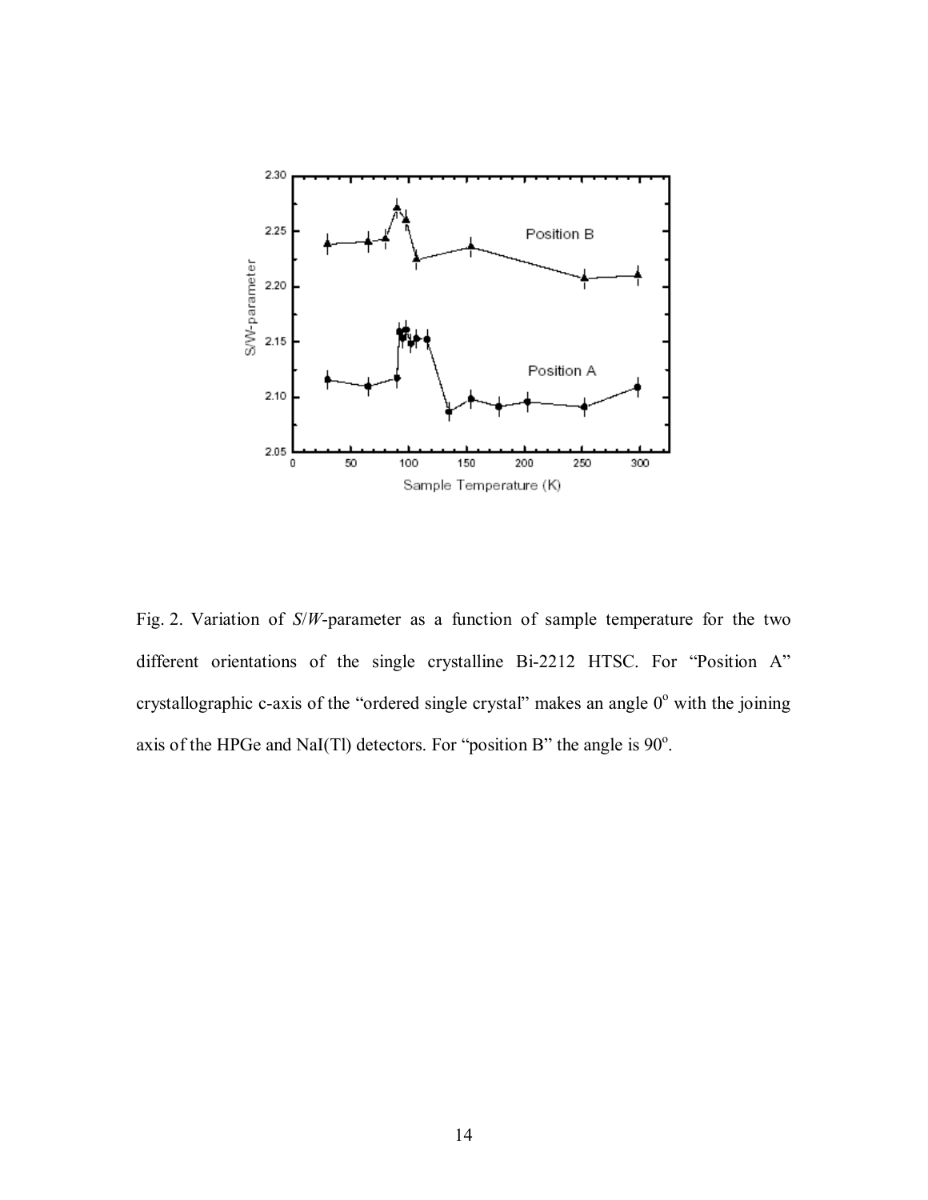2.30

2.25

2.20

2.15

2.10

2.05

0 50 100 150 200 250 300

S/W-parameter

Sample Temperature (K)

Position B

Position A

Fig. 2. Variation of *S*/*W*-parameter as a function of sample temperature for the two different orientations of the single crystalline Bi-2212 HTSC. For "Position A" crystallographic c-axis of the "ordered single crystal" makes an angle $0^o$ with the joining axis of the HPGe and NaI(Tl) detectors. For "position B" the angle is $90^o$.